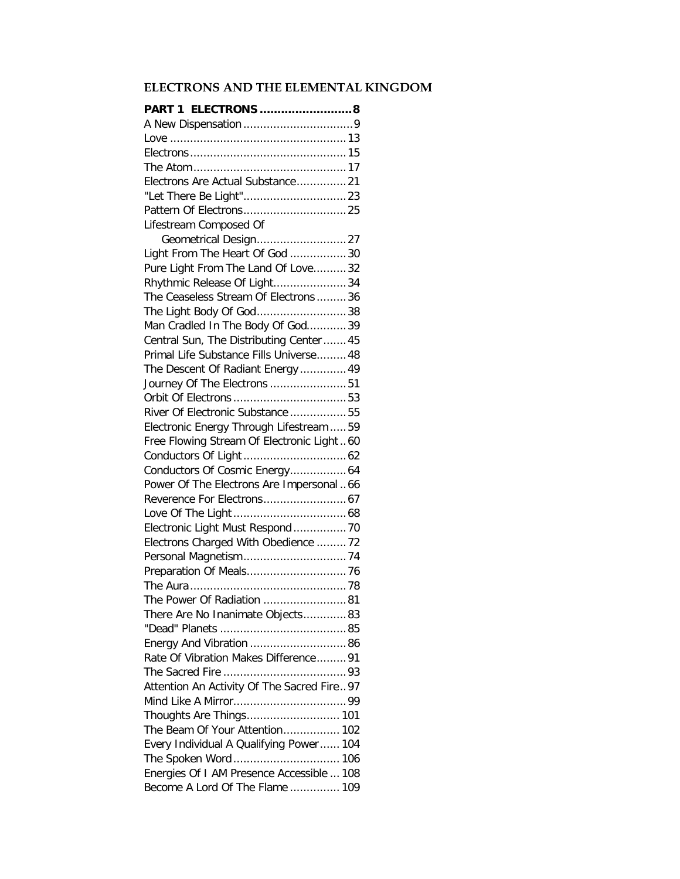# ELECTRONS AND THE ELEMENTAL KINGDOM

**PART 1 ELECTRONS .......................... 8**

A New Dispensation ................................. 9
Love ..................................................... 13
Electrons ............................................... 15
The Atom .............................................. 17
Electrons Are Actual Substance ............... 21
"Let There Be Light" ............................... 23
Pattern Of Electrons ............................... 25
Lifestream Composed Of
    Geometrical Design ........................... 27
Light From The Heart Of God ................. 30
Pure Light From The Land Of Love .......... 32
Rhythmic Release Of Light ...................... 34
The Ceaseless Stream Of Electrons ......... 36
The Light Body Of God ........................... 38
Man Cradled In The Body Of God ............ 39
Central Sun, The Distributing Center ....... 45
Primal Life Substance Fills Universe ......... 48
The Descent Of Radiant Energy .............. 49
Journey Of The Electrons ....................... 51
Orbit Of Electrons .................................. 53
River Of Electronic Substance ................. 55
Electronic Energy Through Lifestream ..... 59
Free Flowing Stream Of Electronic Light .. 60
Conductors Of Light ............................... 62
Conductors Of Cosmic Energy ................. 64
Power Of The Electrons Are Impersonal .. 66
Reverence For Electrons ......................... 67
Love Of The Light .................................. 68
Electronic Light Must Respond ................ 70
Electrons Charged With Obedience ......... 72
Personal Magnetism ............................... 74
Preparation Of Meals .............................. 76
The Aura ............................................... 78
The Power Of Radiation ......................... 81
There Are No Inanimate Objects ............. 83
"Dead" Planets ...................................... 85
Energy And Vibration ............................. 86
Rate Of Vibration Makes Difference ......... 91
The Sacred Fire ..................................... 93
Attention An Activity Of The Sacred Fire .. 97
Mind Like A Mirror .................................. 99
Thoughts Are Things ............................ 101
The Beam Of Your Attention ................. 102
Every Individual A Qualifying Power ...... 104
The Spoken Word ................................ 106
Energies Of I AM Presence Accessible ... 108
Become A Lord Of The Flame ............... 109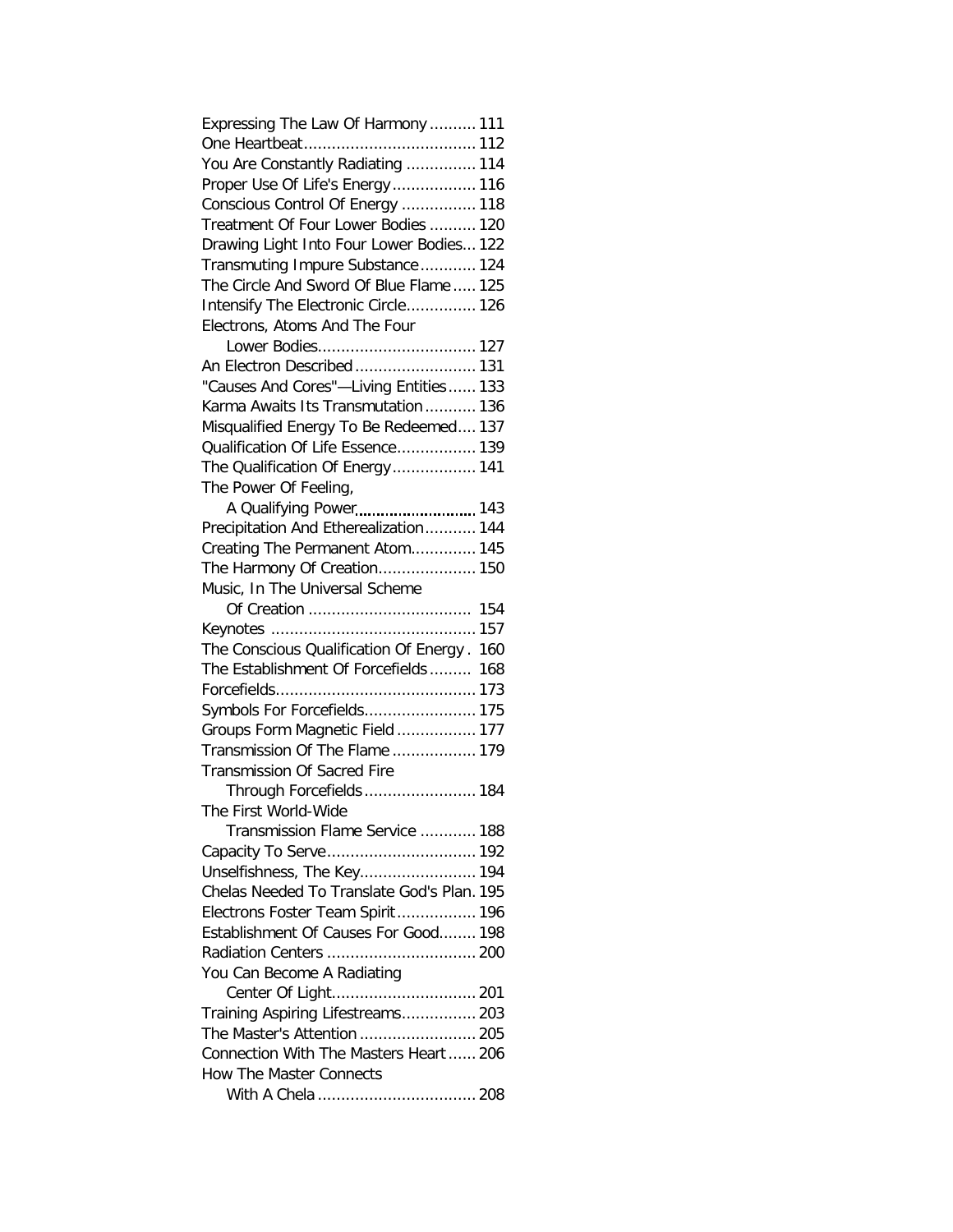Expressing The Law Of Harmony .......... 111
One Heartbeat..................................... 112
You Are Constantly Radiating ............... 114
Proper Use Of Life's Energy.................. 116
Conscious Control Of Energy ................ 118
Treatment Of Four Lower Bodies .......... 120
Drawing Light Into Four Lower Bodies... 122
Transmuting Impure Substance............ 124
The Circle And Sword Of Blue Flame..... 125
Intensify The Electronic Circle............... 126
Electrons, Atoms And The Four
    Lower Bodies.................................. 127
An Electron Described .......................... 131
"Causes And Cores"—Living Entities...... 133
Karma Awaits Its Transmutation ........... 136
Misqualified Energy To Be Redeemed.... 137
Qualification Of Life Essence................. 139
The Qualification Of Energy.................. 141
The Power Of Feeling,
    A Qualifying Power............................ 143
Precipitation And Etherealization........... 144
Creating The Permanent Atom.............. 145
The Harmony Of Creation..................... 150
Music, In The Universal Scheme
    Of Creation ................................... 154
Keynotes ............................................ 157
The Conscious Qualification Of Energy . 160
The Establishment Of Forcefields ......... 168
Forcefields........................................... 173
Symbols For Forcefields........................ 175
Groups Form Magnetic Field ................. 177
Transmission Of The Flame .................. 179
Transmission Of Sacred Fire
    Through Forcefields........................ 184
The First World-Wide
    Transmission Flame Service ............ 188
Capacity To Serve................................ 192
Unselfishness, The Key......................... 194
Chelas Needed To Translate God's Plan. 195
Electrons Foster Team Spirit................. 196
Establishment Of Causes For Good........ 198
Radiation Centers ................................ 200
You Can Become A Radiating
    Center Of Light............................... 201
Training Aspiring Lifestreams................ 203
The Master's Attention ......................... 205
Connection With The Masters Heart ...... 206
How The Master Connects
    With A Chela .................................. 208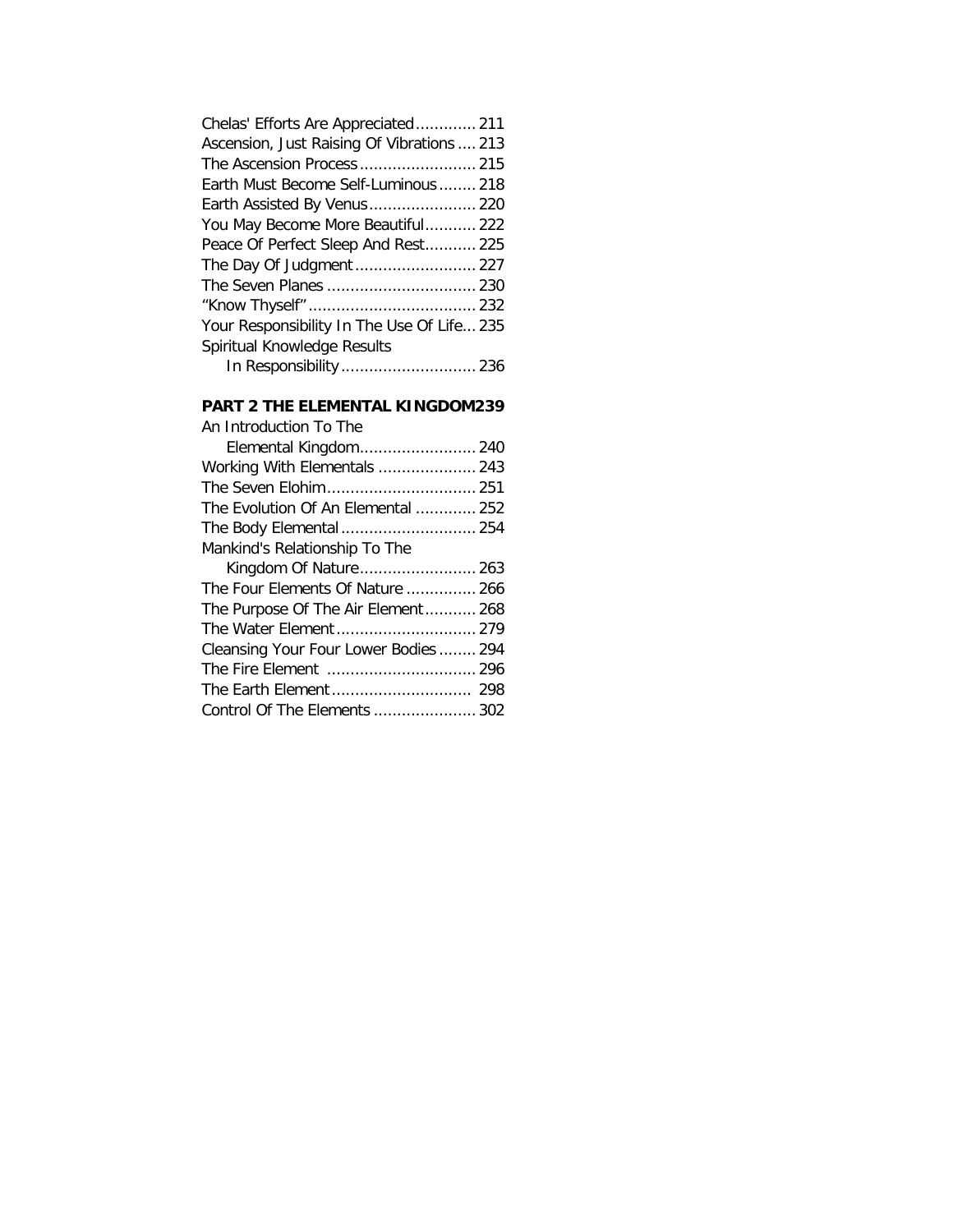Chelas' Efforts Are Appreciated............ 211
Ascension, Just Raising Of Vibrations .... 213
The Ascension Process......................... 215
Earth Must Become Self-Luminous........ 218
Earth Assisted By Venus....................... 220
You May Become More Beautiful........... 222
Peace Of Perfect Sleep And Rest........... 225
The Day Of Judgment.......................... 227
The Seven Planes ................................ 230
"Know Thyself".................................... 232
Your Responsibility In The Use Of Life... 235
Spiritual Knowledge Results
In Responsibility............................ 236

**PART 2 THE ELEMENTAL KINGDOM239**

An Introduction To The
Elemental Kingdom......................... 240
Working With Elementals ..................... 243
The Seven Elohim................................ 251
The Evolution Of An Elemental ............. 252
The Body Elemental............................. 254
Mankind's Relationship To The
Kingdom Of Nature......................... 263
The Four Elements Of Nature ............... 266
The Purpose Of The Air Element........... 268
The Water Element.............................. 279
Cleansing Your Four Lower Bodies........ 294
The Fire Element ................................ 296
The Earth Element.............................. 298
Control Of The Elements ...................... 302